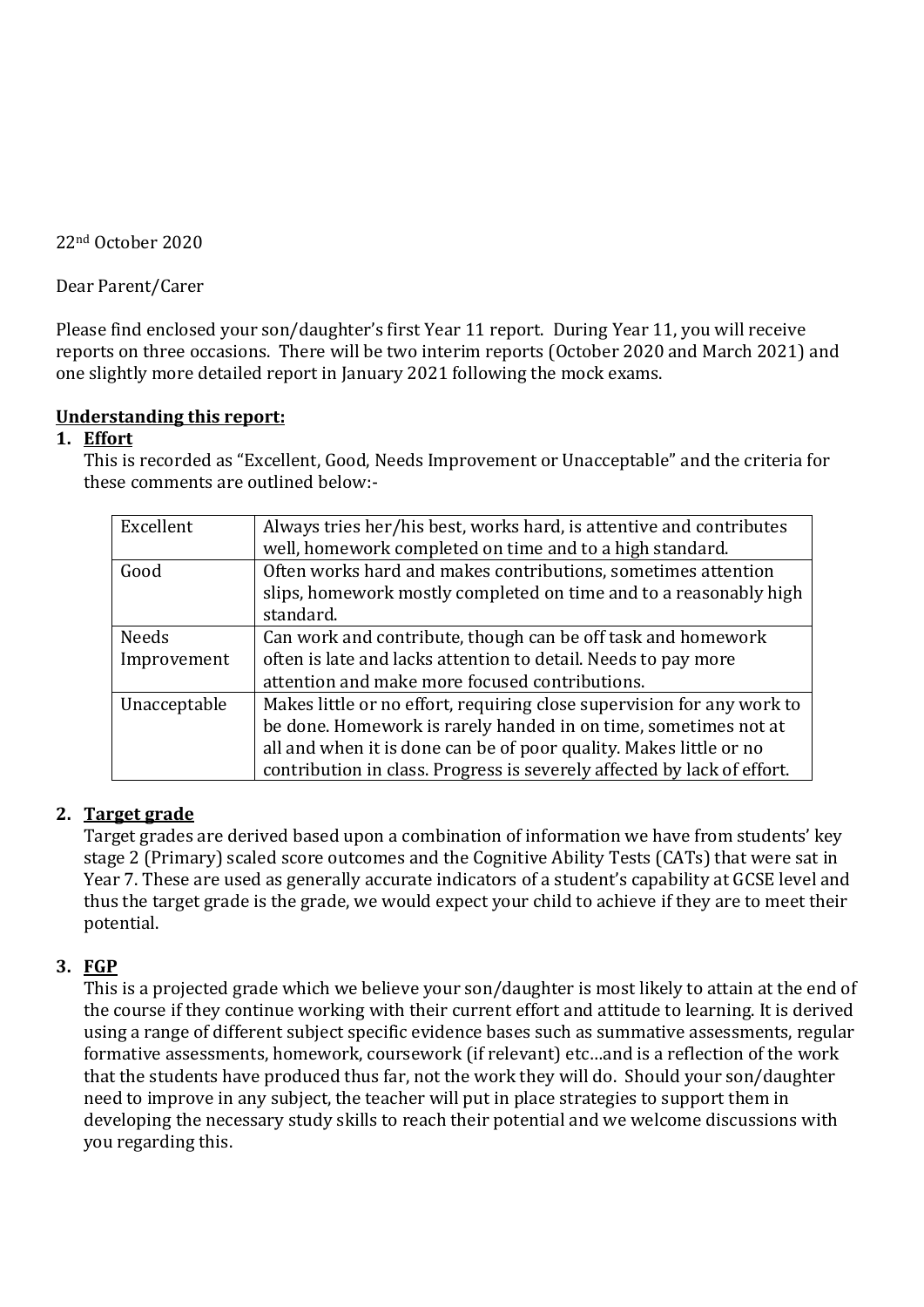22nd October 2020

Dear Parent/Carer

Please find enclosed your son/daughter's first Year 11 report. During Year 11, you will receive reports on three occasions. There will be two interim reports (October 2020 and March 2021) and one slightly more detailed report in January 2021 following the mock exams.

**Understanding this report:**

1. **Effort**

   This is recorded as "Excellent, Good, Needs Improvement or Unacceptable" and the criteria for these comments are outlined below:-

| | |
|---|---|
| Excellent | Always tries her/his best, works hard, is attentive and contributes well, homework completed on time and to a high standard. |
| Good | Often works hard and makes contributions, sometimes attention slips, homework mostly completed on time and to a reasonably high standard. |
| Needs Improvement | Can work and contribute, though can be off task and homework often is late and lacks attention to detail. Needs to pay more attention and make more focused contributions. |
| Unacceptable | Makes little or no effort, requiring close supervision for any work to be done. Homework is rarely handed in on time, sometimes not at all and when it is done can be of poor quality. Makes little or no contribution in class. Progress is severely affected by lack of effort. |

2. **Target grade**

   Target grades are derived based upon a combination of information we have from students' key stage 2 (Primary) scaled score outcomes and the Cognitive Ability Tests (CATs) that were sat in Year 7. These are used as generally accurate indicators of a student's capability at GCSE level and thus the target grade is the grade, we would expect your child to achieve if they are to meet their potential.

3. **FGP**

   This is a projected grade which we believe your son/daughter is most likely to attain at the end of the course if they continue working with their current effort and attitude to learning. It is derived using a range of different subject specific evidence bases such as summative assessments, regular formative assessments, homework, coursework (if relevant) etc…and is a reflection of the work that the students have produced thus far, not the work they will do. Should your son/daughter need to improve in any subject, the teacher will put in place strategies to support them in developing the necessary study skills to reach their potential and we welcome discussions with you regarding this.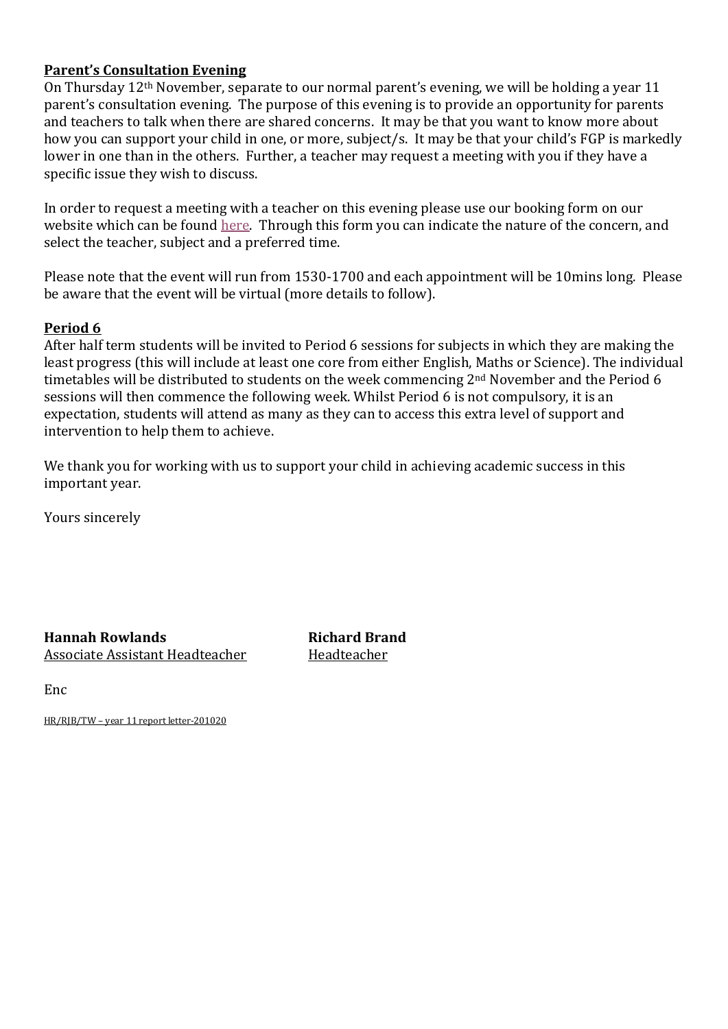**Parent's Consultation Evening**

On Thursday 12th November, separate to our normal parent's evening, we will be holding a year 11 parent's consultation evening. The purpose of this evening is to provide an opportunity for parents and teachers to talk when there are shared concerns. It may be that you want to know more about how you can support your child in one, or more, subject/s. It may be that your child's FGP is markedly lower in one than in the others. Further, a teacher may request a meeting with you if they have a specific issue they wish to discuss.

In order to request a meeting with a teacher on this evening please use our booking form on our website which can be found here. Through this form you can indicate the nature of the concern, and select the teacher, subject and a preferred time.

Please note that the event will run from 1530-1700 and each appointment will be 10mins long. Please be aware that the event will be virtual (more details to follow).

**Period 6**

After half term students will be invited to Period 6 sessions for subjects in which they are making the least progress (this will include at least one core from either English, Maths or Science). The individual timetables will be distributed to students on the week commencing 2nd November and the Period 6 sessions will then commence the following week. Whilst Period 6 is not compulsory, it is an expectation, students will attend as many as they can to access this extra level of support and intervention to help them to achieve.

We thank you for working with us to support your child in achieving academic success in this important year.

Yours sincerely

**Hannah Rowlands**
Associate Assistant Headteacher

**Richard Brand**
Headteacher

Enc

HR/RJB/TW – year 11 report letter-201020